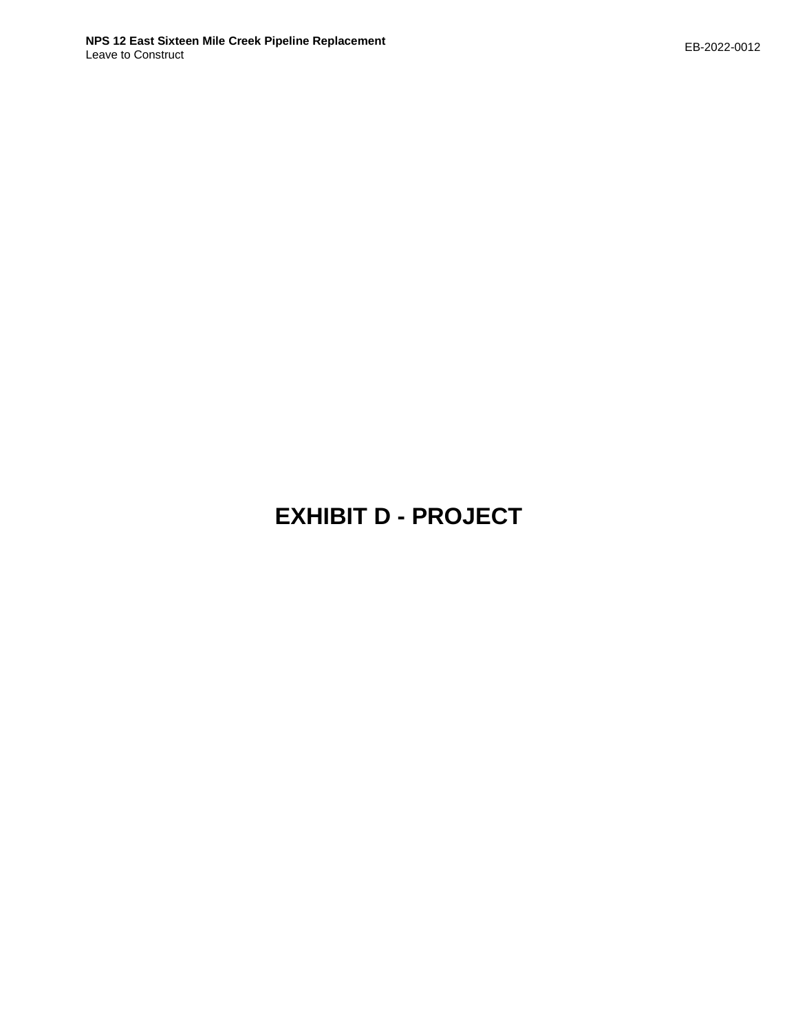# EXHIBIT D - PROJECT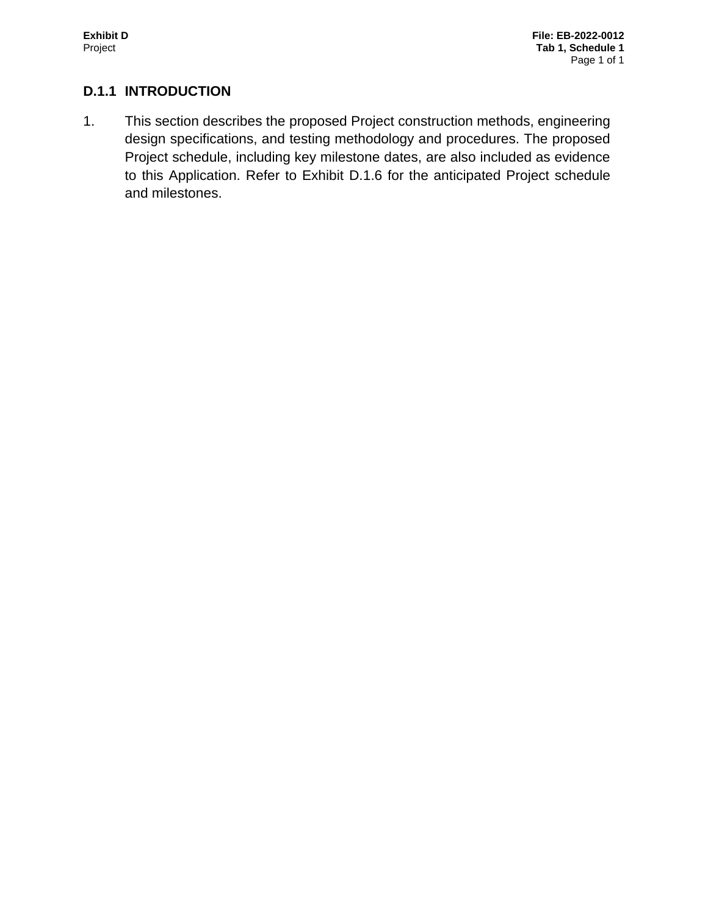## D.1.1 INTRODUCTION

1. This section describes the proposed Project construction methods, engineering design specifications, and testing methodology and procedures. The proposed Project schedule, including key milestone dates, are also included as evidence to this Application. Refer to Exhibit D.1.6 for the anticipated Project schedule and milestones.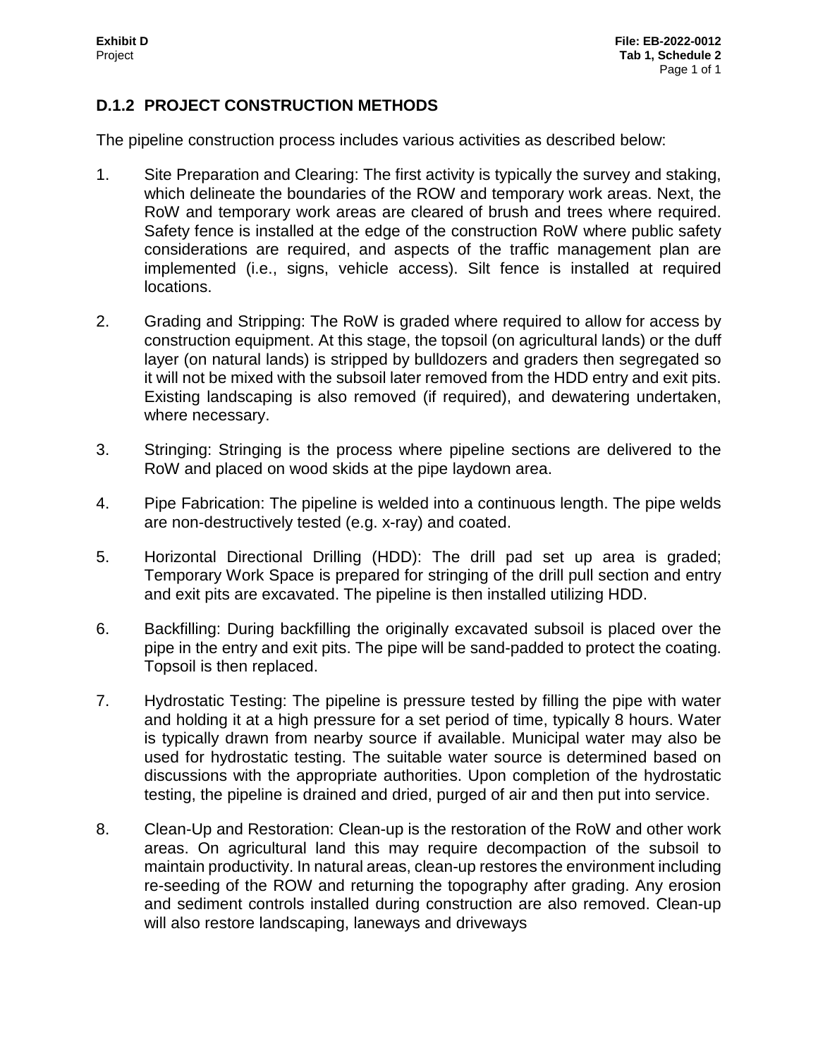## D.1.2 PROJECT CONSTRUCTION METHODS

The pipeline construction process includes various activities as described below:

1. Site Preparation and Clearing: The first activity is typically the survey and staking, which delineate the boundaries of the ROW and temporary work areas. Next, the RoW and temporary work areas are cleared of brush and trees where required. Safety fence is installed at the edge of the construction RoW where public safety considerations are required, and aspects of the traffic management plan are implemented (i.e., signs, vehicle access). Silt fence is installed at required locations.

2. Grading and Stripping: The RoW is graded where required to allow for access by construction equipment. At this stage, the topsoil (on agricultural lands) or the duff layer (on natural lands) is stripped by bulldozers and graders then segregated so it will not be mixed with the subsoil later removed from the HDD entry and exit pits. Existing landscaping is also removed (if required), and dewatering undertaken, where necessary.

3. Stringing: Stringing is the process where pipeline sections are delivered to the RoW and placed on wood skids at the pipe laydown area.

4. Pipe Fabrication: The pipeline is welded into a continuous length. The pipe welds are non-destructively tested (e.g. x-ray) and coated.

5. Horizontal Directional Drilling (HDD): The drill pad set up area is graded; Temporary Work Space is prepared for stringing of the drill pull section and entry and exit pits are excavated. The pipeline is then installed utilizing HDD.

6. Backfilling: During backfilling the originally excavated subsoil is placed over the pipe in the entry and exit pits. The pipe will be sand-padded to protect the coating. Topsoil is then replaced.

7. Hydrostatic Testing: The pipeline is pressure tested by filling the pipe with water and holding it at a high pressure for a set period of time, typically 8 hours. Water is typically drawn from nearby source if available. Municipal water may also be used for hydrostatic testing. The suitable water source is determined based on discussions with the appropriate authorities. Upon completion of the hydrostatic testing, the pipeline is drained and dried, purged of air and then put into service.

8. Clean-Up and Restoration: Clean-up is the restoration of the RoW and other work areas. On agricultural land this may require decompaction of the subsoil to maintain productivity. In natural areas, clean-up restores the environment including re-seeding of the ROW and returning the topography after grading. Any erosion and sediment controls installed during construction are also removed. Clean-up will also restore landscaping, laneways and driveways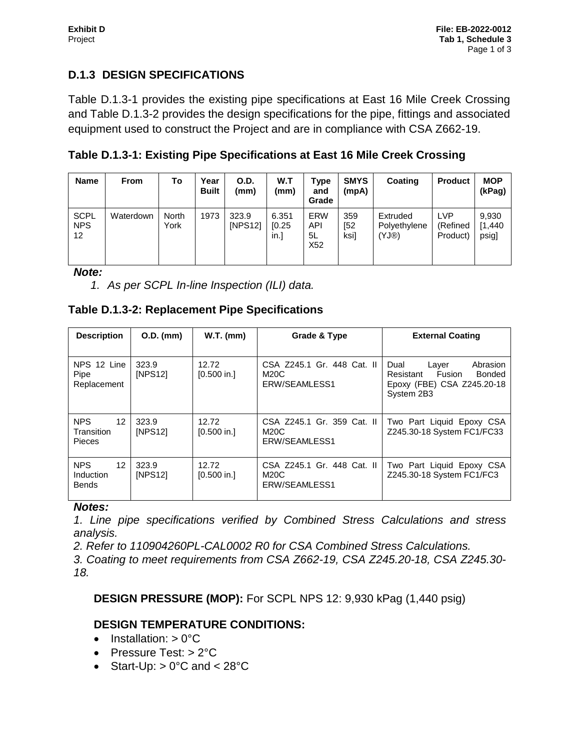## D.1.3 DESIGN SPECIFICATIONS

Table D.1.3-1 provides the existing pipe specifications at East 16 Mile Creek Crossing and Table D.1.3-2 provides the design specifications for the pipe, fittings and associated equipment used to construct the Project and are in compliance with CSA Z662-19.

### Table D.1.3-1: Existing Pipe Specifications at East 16 Mile Creek Crossing

| Name | From | To | Year Built | O.D. (mm) | W.T (mm) | Type and Grade | SMYS (mpA) | Coating | Product | MOP (kPag) |
|---|---|---|---|---|---|---|---|---|---|---|
| SCPL NPS 12 | Waterdown | North York | 1973 | 323.9 [NPS12] | 6.351 [0.25 in.] | ERW API 5L X52 | 359 [52 ksi] | Extruded Polyethylene (YJ®) | LVP (Refined Product) | 9,930 [1,440 psig] |

***Note:***

1. *As per SCPL In-line Inspection (ILI) data.*

### Table D.1.3-2: Replacement Pipe Specifications

| Description | O.D. (mm) | W.T. (mm) | Grade & Type | External Coating |
|---|---|---|---|---|
| NPS 12 Line Pipe Replacement | 323.9 [NPS12] | 12.72 [0.500 in.] | CSA Z245.1 Gr. 448 Cat. II M20C ERW/SEAMLESS1 | Dual Layer Abrasion Resistant Fusion Bonded Epoxy (FBE) CSA Z245.20-18 System 2B3 |
| NPS 12 Transition Pieces | 323.9 [NPS12] | 12.72 [0.500 in.] | CSA Z245.1 Gr. 359 Cat. II M20C ERW/SEAMLESS1 | Two Part Liquid Epoxy CSA Z245.30-18 System FC1/FC33 |
| NPS 12 Induction Bends | 323.9 [NPS12] | 12.72 [0.500 in.] | CSA Z245.1 Gr. 448 Cat. II M20C ERW/SEAMLESS1 | Two Part Liquid Epoxy CSA Z245.30-18 System FC1/FC3 |

***Notes:***

*1. Line pipe specifications verified by Combined Stress Calculations and stress analysis.*

*2. Refer to 110904260PL-CAL0002 R0 for CSA Combined Stress Calculations.*

*3. Coating to meet requirements from CSA Z662-19, CSA Z245.20-18, CSA Z245.30-18.*

**DESIGN PRESSURE (MOP):** For SCPL NPS 12: 9,930 kPag (1,440 psig)

**DESIGN TEMPERATURE CONDITIONS:**

- Installation: > 0°C
- Pressure Test: > 2°C
- Start-Up: > 0°C and < 28°C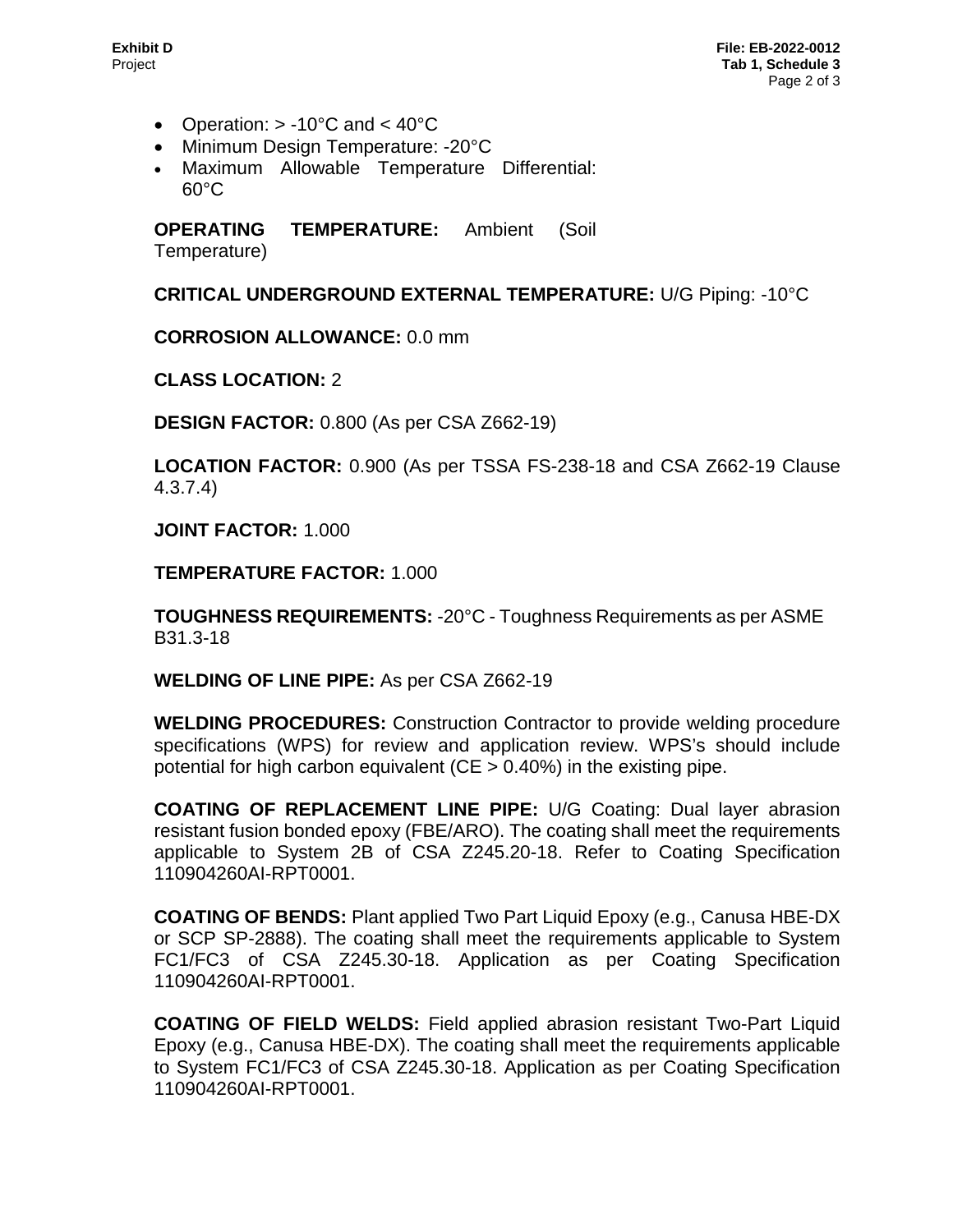- Operation: > -10°C and < 40°C
- Minimum Design Temperature: -20°C
- Maximum Allowable Temperature Differential: 60°C

**OPERATING TEMPERATURE:** Ambient (Soil Temperature)

**CRITICAL UNDERGROUND EXTERNAL TEMPERATURE:** U/G Piping: -10°C

**CORROSION ALLOWANCE:** 0.0 mm

**CLASS LOCATION:** 2

**DESIGN FACTOR:** 0.800 (As per CSA Z662-19)

**LOCATION FACTOR:** 0.900 (As per TSSA FS-238-18 and CSA Z662-19 Clause 4.3.7.4)

**JOINT FACTOR:** 1.000

**TEMPERATURE FACTOR:** 1.000

**TOUGHNESS REQUIREMENTS:** -20°C - Toughness Requirements as per ASME B31.3-18

**WELDING OF LINE PIPE:** As per CSA Z662-19

**WELDING PROCEDURES:** Construction Contractor to provide welding procedure specifications (WPS) for review and application review. WPS's should include potential for high carbon equivalent (CE > 0.40%) in the existing pipe.

**COATING OF REPLACEMENT LINE PIPE:** U/G Coating: Dual layer abrasion resistant fusion bonded epoxy (FBE/ARO). The coating shall meet the requirements applicable to System 2B of CSA Z245.20-18. Refer to Coating Specification 110904260AI-RPT0001.

**COATING OF BENDS:** Plant applied Two Part Liquid Epoxy (e.g., Canusa HBE-DX or SCP SP-2888). The coating shall meet the requirements applicable to System FC1/FC3 of CSA Z245.30-18. Application as per Coating Specification 110904260AI-RPT0001.

**COATING OF FIELD WELDS:** Field applied abrasion resistant Two-Part Liquid Epoxy (e.g., Canusa HBE-DX). The coating shall meet the requirements applicable to System FC1/FC3 of CSA Z245.30-18. Application as per Coating Specification 110904260AI-RPT0001.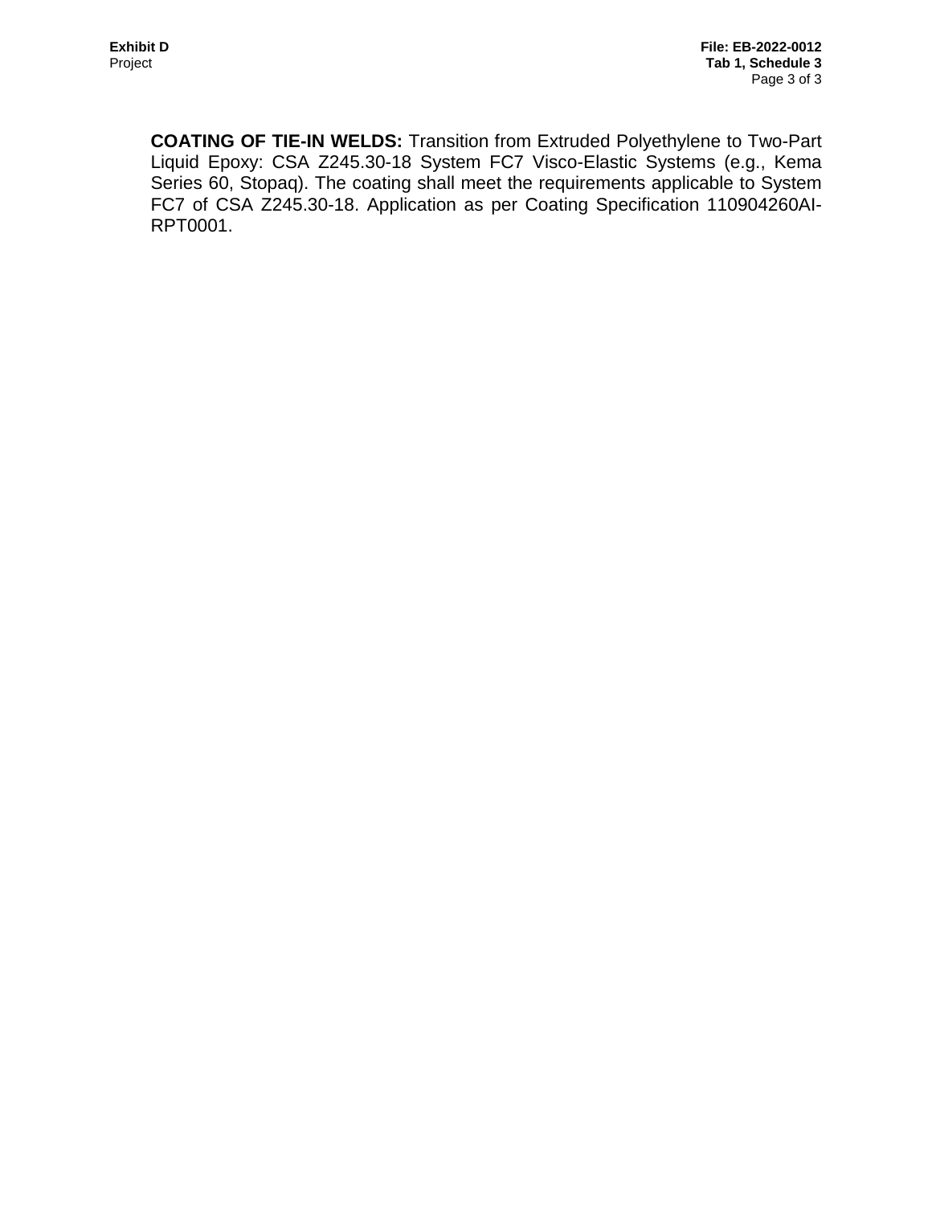**COATING OF TIE-IN WELDS:** Transition from Extruded Polyethylene to Two-Part Liquid Epoxy: CSA Z245.30-18 System FC7 Visco-Elastic Systems (e.g., Kema Series 60, Stopaq). The coating shall meet the requirements applicable to System FC7 of CSA Z245.30-18. Application as per Coating Specification 110904260AI-RPT0001.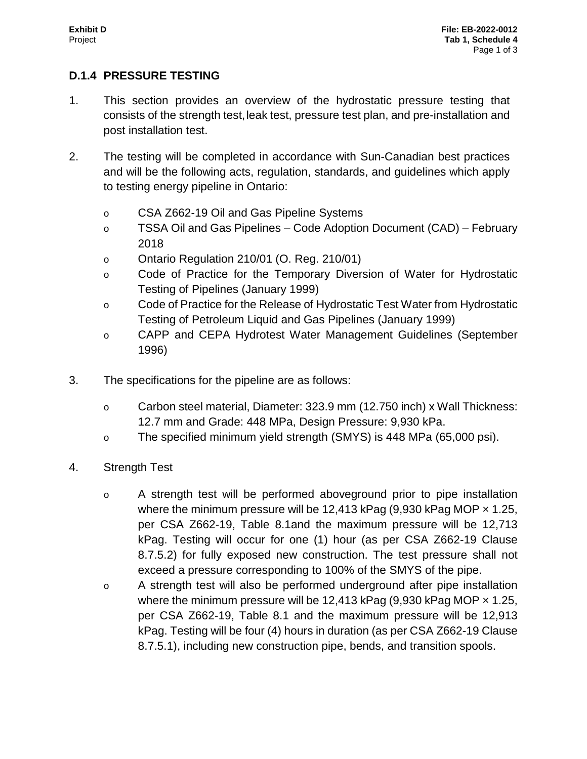## D.1.4 PRESSURE TESTING

1. This section provides an overview of the hydrostatic pressure testing that consists of the strength test, leak test, pressure test plan, and pre-installation and post installation test.

2. The testing will be completed in accordance with Sun-Canadian best practices and will be the following acts, regulation, standards, and guidelines which apply to testing energy pipeline in Ontario:

   - CSA Z662-19 Oil and Gas Pipeline Systems
   - TSSA Oil and Gas Pipelines – Code Adoption Document (CAD) – February 2018
   - Ontario Regulation 210/01 (O. Reg. 210/01)
   - Code of Practice for the Temporary Diversion of Water for Hydrostatic Testing of Pipelines (January 1999)
   - Code of Practice for the Release of Hydrostatic Test Water from Hydrostatic Testing of Petroleum Liquid and Gas Pipelines (January 1999)
   - CAPP and CEPA Hydrotest Water Management Guidelines (September 1996)

3. The specifications for the pipeline are as follows:

   - Carbon steel material, Diameter: 323.9 mm (12.750 inch) x Wall Thickness: 12.7 mm and Grade: 448 MPa, Design Pressure: 9,930 kPa.
   - The specified minimum yield strength (SMYS) is 448 MPa (65,000 psi).

4. Strength Test

   - A strength test will be performed aboveground prior to pipe installation where the minimum pressure will be 12,413 kPag (9,930 kPag MOP × 1.25, per CSA Z662-19, Table 8.1and the maximum pressure will be 12,713 kPag. Testing will occur for one (1) hour (as per CSA Z662-19 Clause 8.7.5.2) for fully exposed new construction. The test pressure shall not exceed a pressure corresponding to 100% of the SMYS of the pipe.
   - A strength test will also be performed underground after pipe installation where the minimum pressure will be 12,413 kPag (9,930 kPag MOP × 1.25, per CSA Z662-19, Table 8.1 and the maximum pressure will be 12,913 kPag. Testing will be four (4) hours in duration (as per CSA Z662-19 Clause 8.7.5.1), including new construction pipe, bends, and transition spools.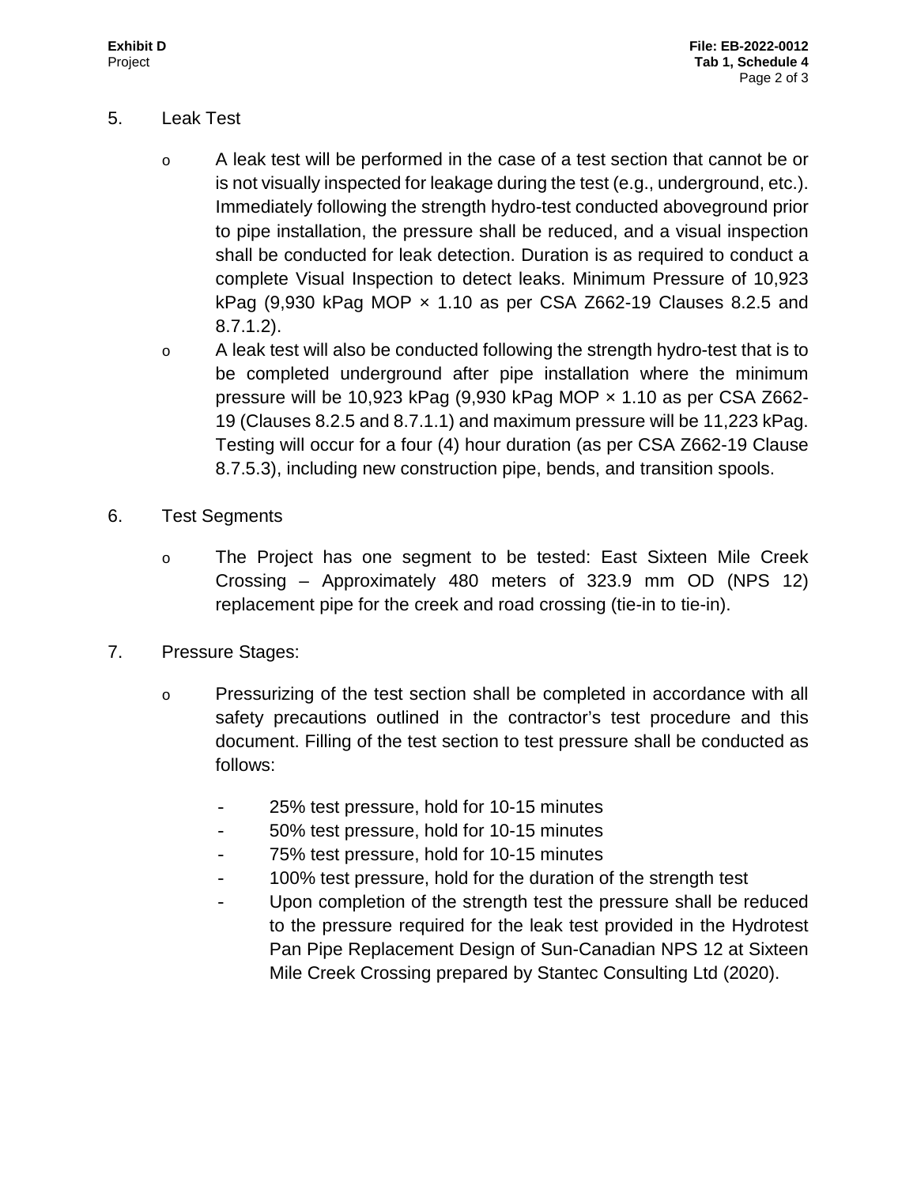5. Leak Test

   - A leak test will be performed in the case of a test section that cannot be or is not visually inspected for leakage during the test (e.g., underground, etc.). Immediately following the strength hydro-test conducted aboveground prior to pipe installation, the pressure shall be reduced, and a visual inspection shall be conducted for leak detection. Duration is as required to conduct a complete Visual Inspection to detect leaks. Minimum Pressure of 10,923 kPag (9,930 kPag MOP × 1.10 as per CSA Z662-19 Clauses 8.2.5 and 8.7.1.2).
   - A leak test will also be conducted following the strength hydro-test that is to be completed underground after pipe installation where the minimum pressure will be 10,923 kPag (9,930 kPag MOP × 1.10 as per CSA Z662-19 (Clauses 8.2.5 and 8.7.1.1) and maximum pressure will be 11,223 kPag. Testing will occur for a four (4) hour duration (as per CSA Z662-19 Clause 8.7.5.3), including new construction pipe, bends, and transition spools.

6. Test Segments

   - The Project has one segment to be tested: East Sixteen Mile Creek Crossing – Approximately 480 meters of 323.9 mm OD (NPS 12) replacement pipe for the creek and road crossing (tie-in to tie-in).

7. Pressure Stages:

   - Pressurizing of the test section shall be completed in accordance with all safety precautions outlined in the contractor's test procedure and this document. Filling of the test section to test pressure shall be conducted as follows:

     - 25% test pressure, hold for 10-15 minutes
     - 50% test pressure, hold for 10-15 minutes
     - 75% test pressure, hold for 10-15 minutes
     - 100% test pressure, hold for the duration of the strength test
     - Upon completion of the strength test the pressure shall be reduced to the pressure required for the leak test provided in the Hydrotest Pan Pipe Replacement Design of Sun-Canadian NPS 12 at Sixteen Mile Creek Crossing prepared by Stantec Consulting Ltd (2020).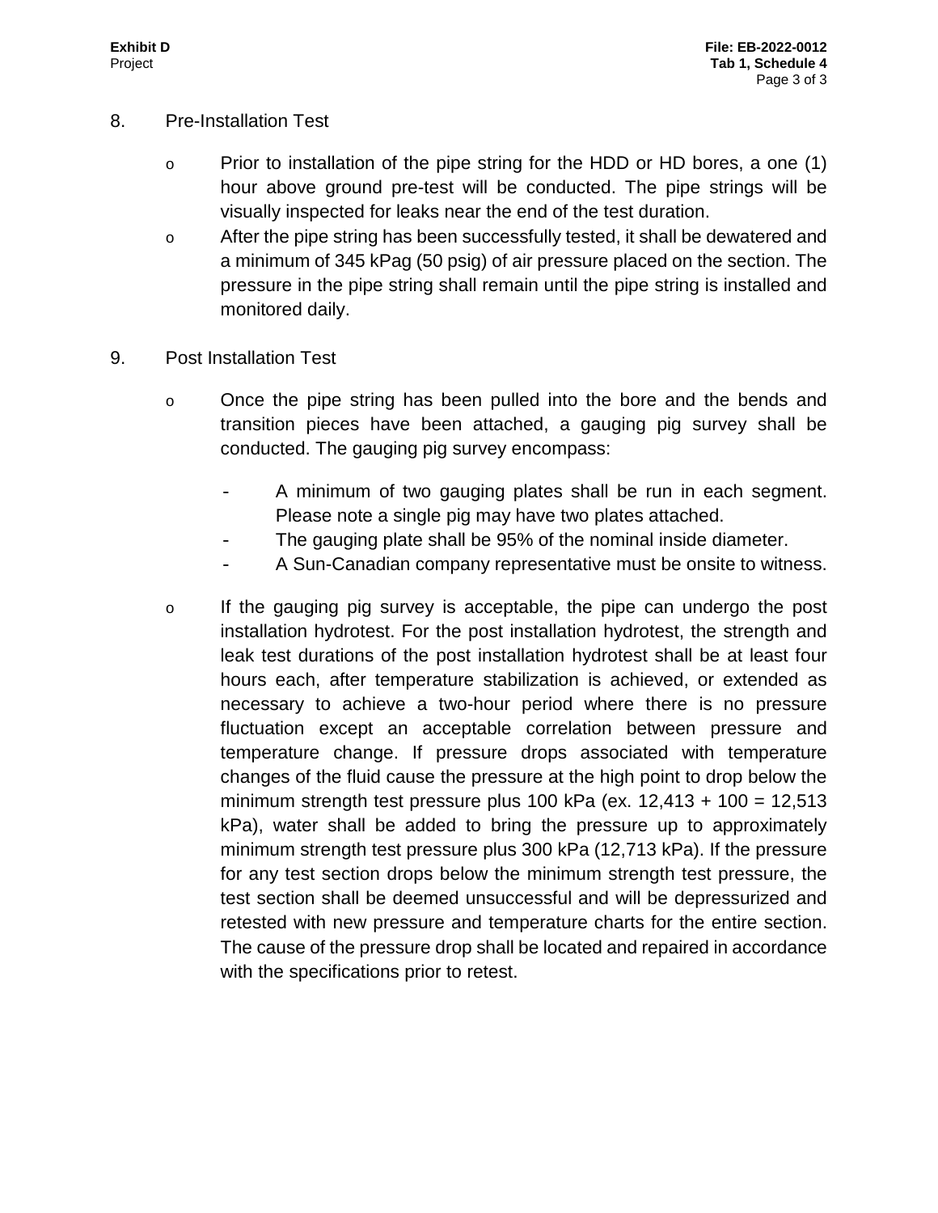8. Pre-Installation Test

   - Prior to installation of the pipe string for the HDD or HD bores, a one (1) hour above ground pre-test will be conducted. The pipe strings will be visually inspected for leaks near the end of the test duration.
   - After the pipe string has been successfully tested, it shall be dewatered and a minimum of 345 kPag (50 psig) of air pressure placed on the section. The pressure in the pipe string shall remain until the pipe string is installed and monitored daily.

9. Post Installation Test

   - Once the pipe string has been pulled into the bore and the bends and transition pieces have been attached, a gauging pig survey shall be conducted. The gauging pig survey encompass:
     - A minimum of two gauging plates shall be run in each segment. Please note a single pig may have two plates attached.
     - The gauging plate shall be 95% of the nominal inside diameter.
     - A Sun-Canadian company representative must be onsite to witness.
   - If the gauging pig survey is acceptable, the pipe can undergo the post installation hydrotest. For the post installation hydrotest, the strength and leak test durations of the post installation hydrotest shall be at least four hours each, after temperature stabilization is achieved, or extended as necessary to achieve a two-hour period where there is no pressure fluctuation except an acceptable correlation between pressure and temperature change. If pressure drops associated with temperature changes of the fluid cause the pressure at the high point to drop below the minimum strength test pressure plus 100 kPa (ex. 12,413 + 100 = 12,513 kPa), water shall be added to bring the pressure up to approximately minimum strength test pressure plus 300 kPa (12,713 kPa). If the pressure for any test section drops below the minimum strength test pressure, the test section shall be deemed unsuccessful and will be depressurized and retested with new pressure and temperature charts for the entire section. The cause of the pressure drop shall be located and repaired in accordance with the specifications prior to retest.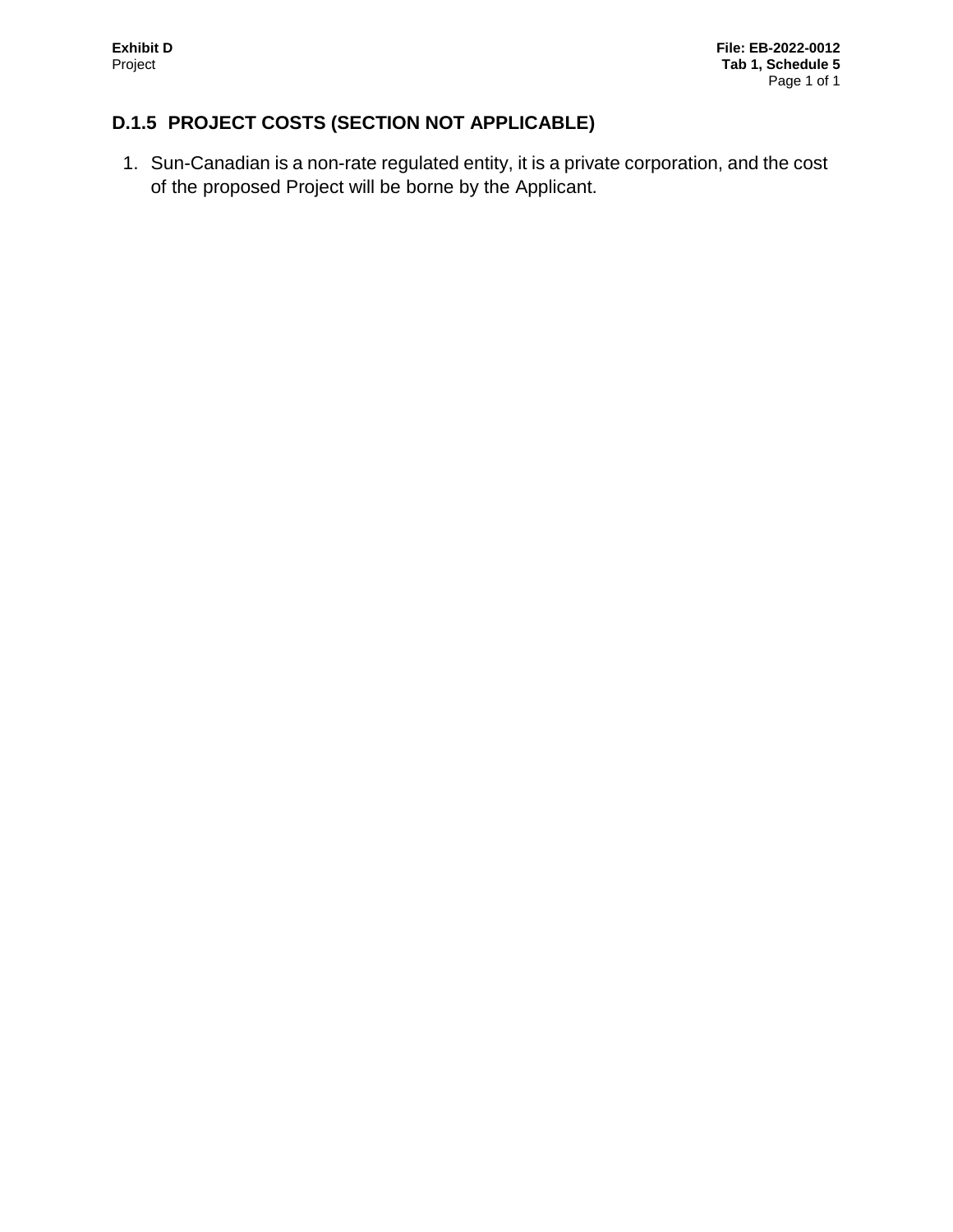## D.1.5 PROJECT COSTS (SECTION NOT APPLICABLE)

1. Sun-Canadian is a non-rate regulated entity, it is a private corporation, and the cost of the proposed Project will be borne by the Applicant.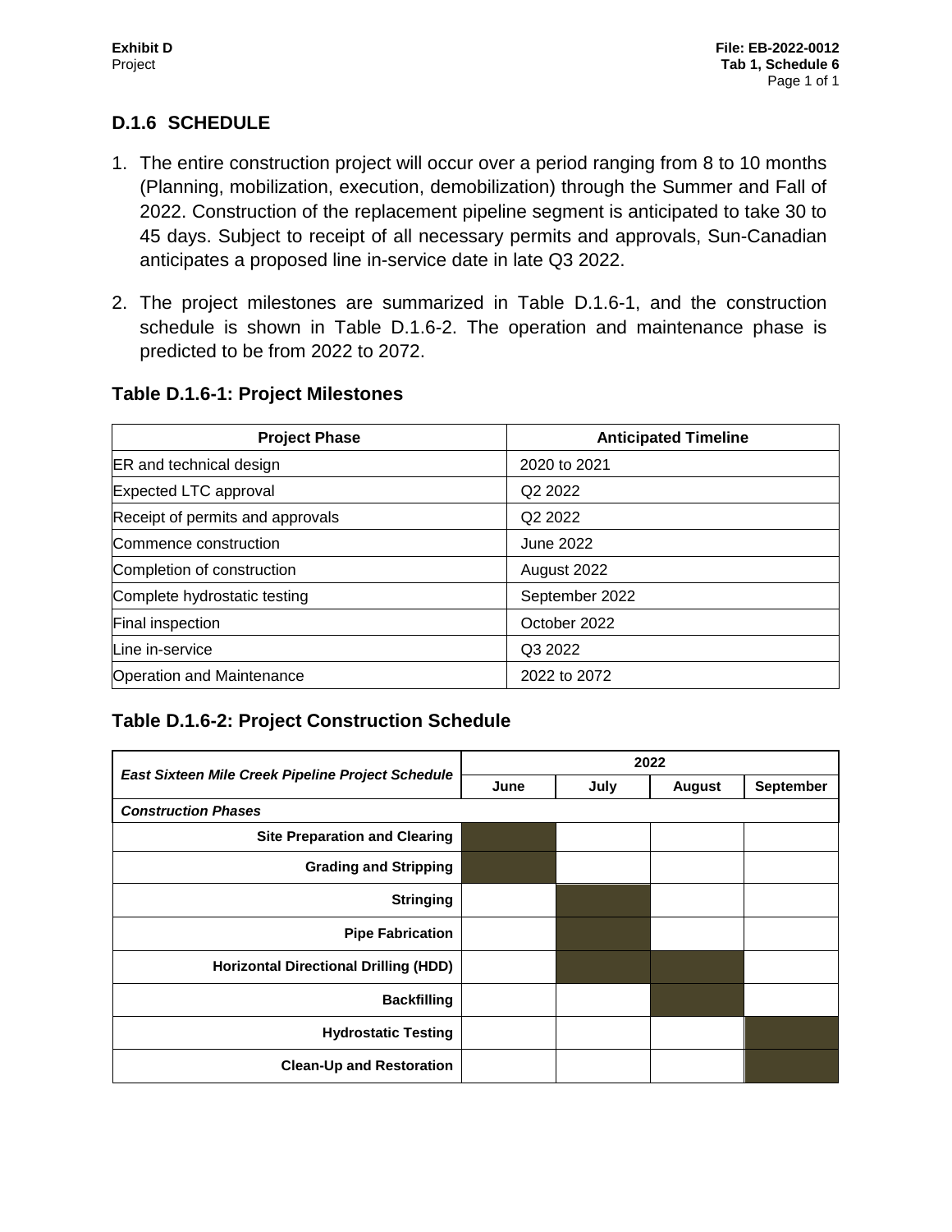## D.1.6 SCHEDULE

1. The entire construction project will occur over a period ranging from 8 to 10 months (Planning, mobilization, execution, demobilization) through the Summer and Fall of 2022. Construction of the replacement pipeline segment is anticipated to take 30 to 45 days. Subject to receipt of all necessary permits and approvals, Sun-Canadian anticipates a proposed line in-service date in late Q3 2022.

2. The project milestones are summarized in Table D.1.6-1, and the construction schedule is shown in Table D.1.6-2. The operation and maintenance phase is predicted to be from 2022 to 2072.

### Table D.1.6-1: Project Milestones

| Project Phase | Anticipated Timeline |
|---|---|
| ER and technical design | 2020 to 2021 |
| Expected LTC approval | Q2 2022 |
| Receipt of permits and approvals | Q2 2022 |
| Commence construction | June 2022 |
| Completion of construction | August 2022 |
| Complete hydrostatic testing | September 2022 |
| Final inspection | October 2022 |
| Line in-service | Q3 2022 |
| Operation and Maintenance | 2022 to 2072 |

### Table D.1.6-2: Project Construction Schedule

| *East Sixteen Mile Creek Pipeline Project Schedule* | 2022 | | | |
|---|---|---|---|---|
| | June | July | August | September |
| ***Construction Phases*** | | | | |
| Site Preparation and Clearing | | | | |
| Grading and Stripping | | | | |
| Stringing | | | | |
| Pipe Fabrication | | | | |
| Horizontal Directional Drilling (HDD) | | | | |
| Backfilling | | | | |
| Hydrostatic Testing | | | | |
| Clean-Up and Restoration | | | | |